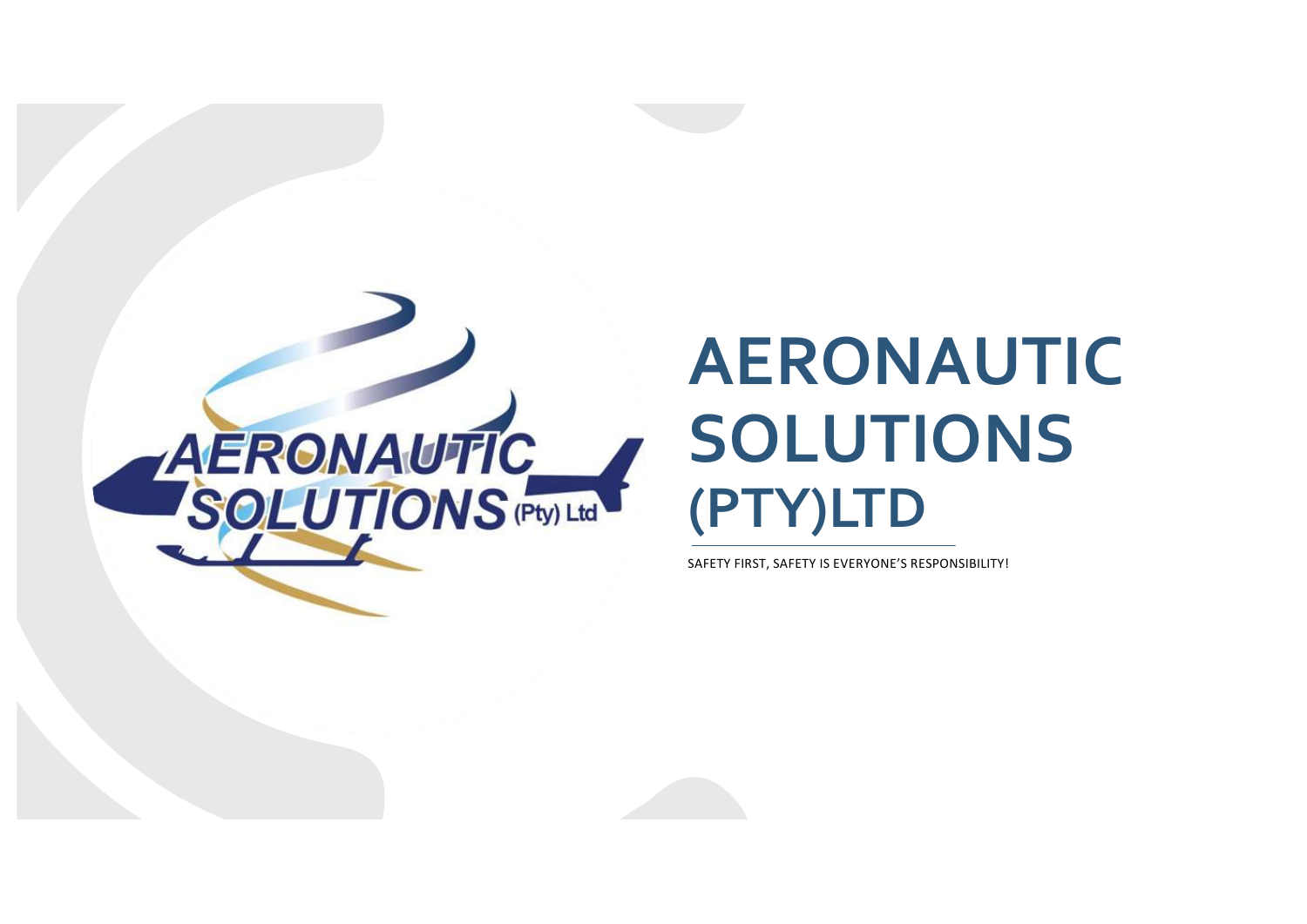# AERONAUTIC SOLUTIONS (PTY)LTD

SAFETY FIRST, SAFETY IS EVERYONE'S RESPONSIBILITY!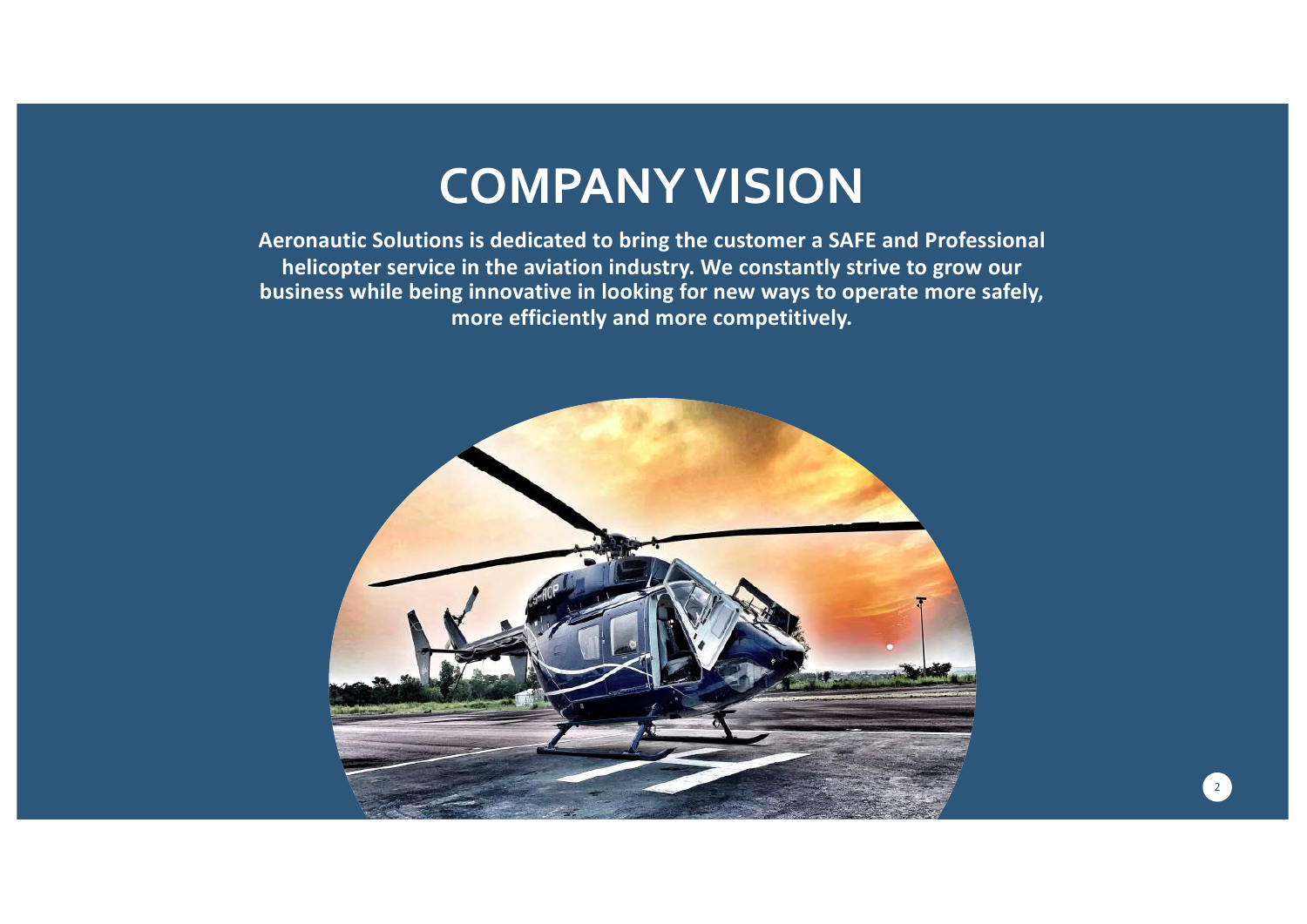# COMPANY VISION

**Aeronautic Solutions is dedicated to bring the customer a SAFE and Professional helicopter service in the aviation industry. We constantly strive to grow our business while being innovative in looking for new ways to operate more safely, more efficiently and more competitively.**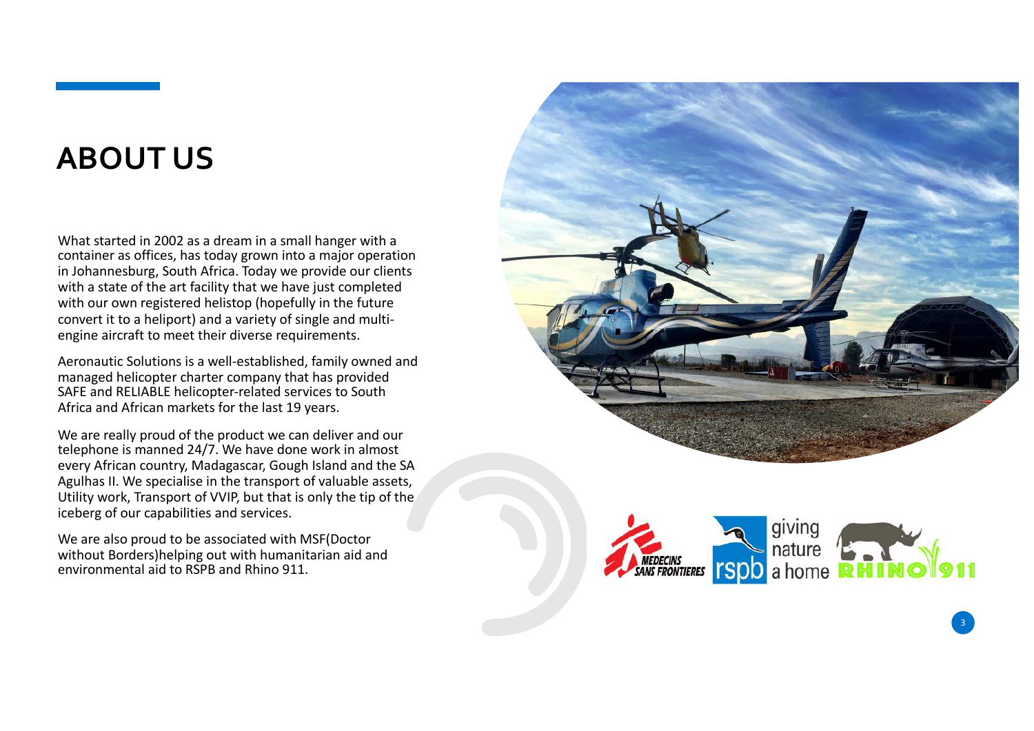# ABOUT US

What started in 2002 as a dream in a small hanger with a container as offices, has today grown into a major operation in Johannesburg, South Africa. Today we provide our clients with a state of the art facility that we have just completed with our own registered helistop (hopefully in the future convert it to a heliport) and a variety of single and multi-engine aircraft to meet their diverse requirements.

Aeronautic Solutions is a well-established, family owned and managed helicopter charter company that has provided SAFE and RELIABLE helicopter-related services to South Africa and African markets for the last 19 years.

We are really proud of the product we can deliver and our telephone is manned 24/7. We have done work in almost every African country, Madagascar, Gough Island and the SA Agulhas II. We specialise in the transport of valuable assets, Utility work, Transport of VVIP, but that is only the tip of the iceberg of our capabilities and services.

We are also proud to be associated with MSF(Doctor without Borders)helping out with humanitarian aid and environmental aid to RSPB and Rhino 911.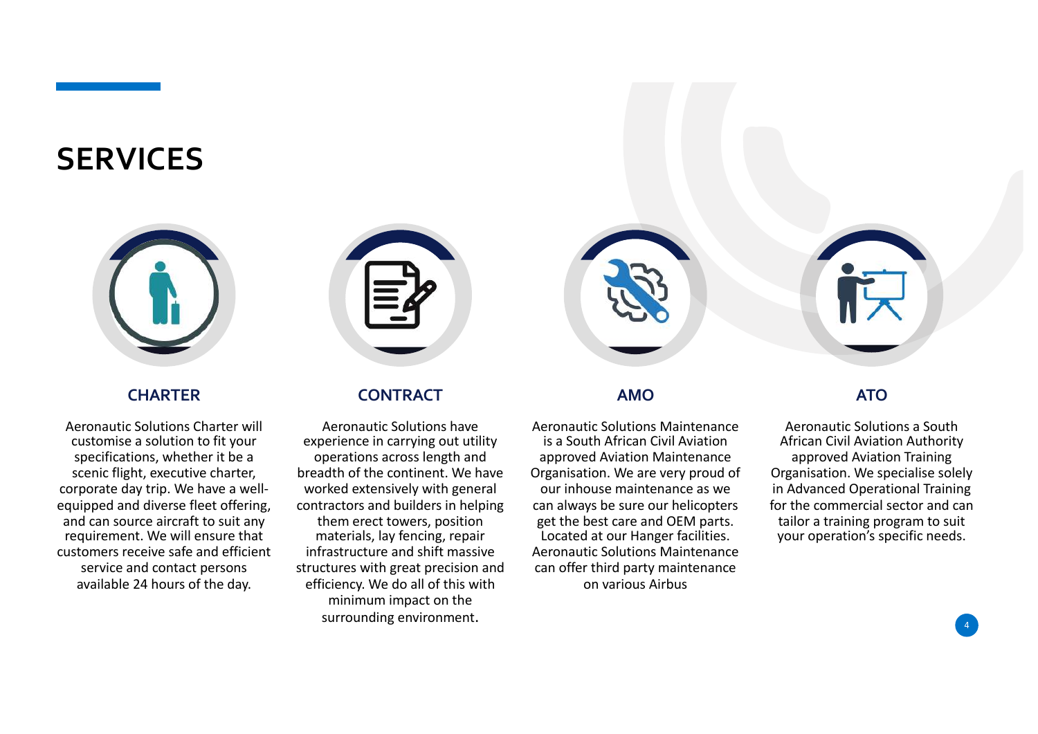# SERVICES

## CHARTER

Aeronautic Solutions Charter will customise a solution to fit your specifications, whether it be a scenic flight, executive charter, corporate day trip. We have a well-equipped and diverse fleet offering, and can source aircraft to suit any requirement. We will ensure that customers receive safe and efficient service and contact persons available 24 hours of the day.

## CONTRACT

Aeronautic Solutions have experience in carrying out utility operations across length and breadth of the continent. We have worked extensively with general contractors and builders in helping them erect towers, position materials, lay fencing, repair infrastructure and shift massive structures with great precision and efficiency. We do all of this with minimum impact on the surrounding environment.

## AMO

Aeronautic Solutions Maintenance is a South African Civil Aviation approved Aviation Maintenance Organisation. We are very proud of our inhouse maintenance as we can always be sure our helicopters get the best care and OEM parts. Located at our Hanger facilities. Aeronautic Solutions Maintenance can offer third party maintenance on various Airbus

## ATO

Aeronautic Solutions a South African Civil Aviation Authority approved Aviation Training Organisation. We specialise solely in Advanced Operational Training for the commercial sector and can tailor a training program to suit your operation's specific needs.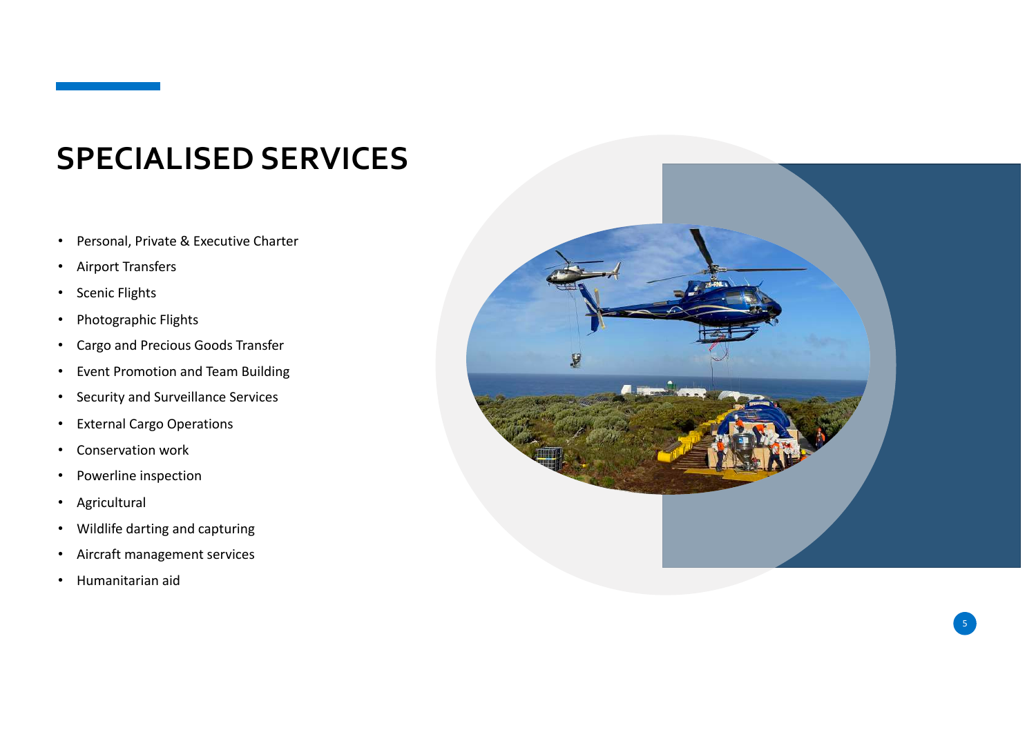# SPECIALISED SERVICES

- Personal, Private & Executive Charter
- Airport Transfers
- Scenic Flights
- Photographic Flights
- Cargo and Precious Goods Transfer
- Event Promotion and Team Building
- Security and Surveillance Services
- External Cargo Operations
- Conservation work
- Powerline inspection
- Agricultural
- Wildlife darting and capturing
- Aircraft management services
- Humanitarian aid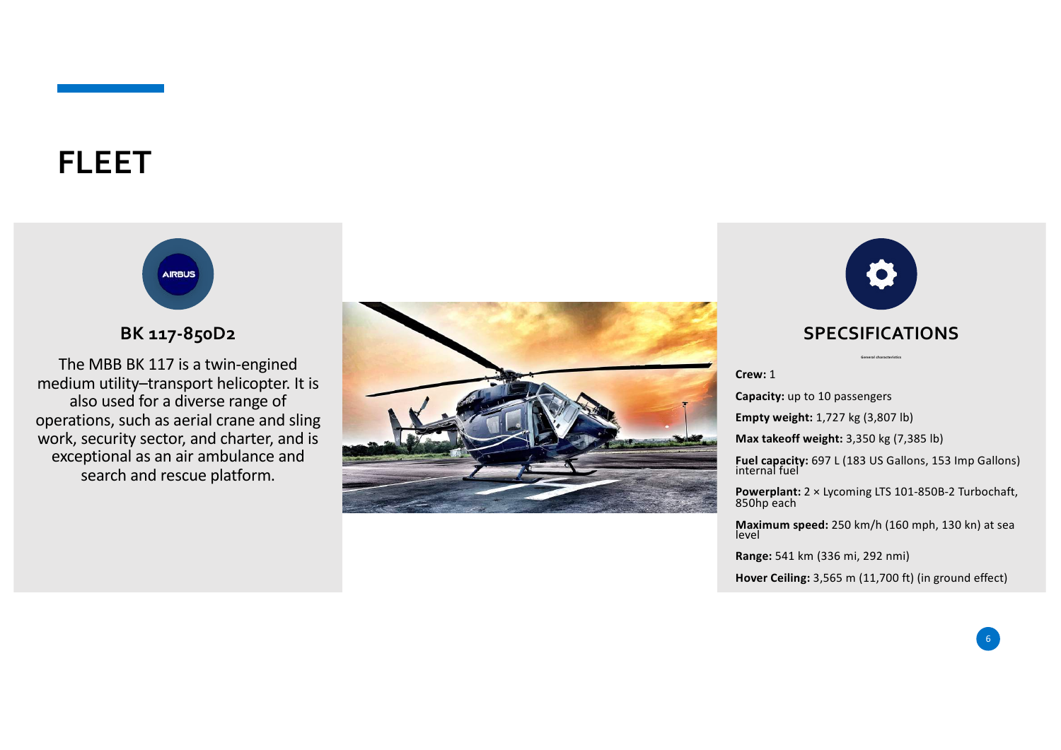# FLEET

AIRBUS

## BK 117-850D2

The MBB BK 117 is a twin-engined medium utility–transport helicopter. It is also used for a diverse range of operations, such as aerial crane and sling work, security sector, and charter, and is exceptional as an air ambulance and search and rescue platform.

## SPECSIFICATIONS

General characteristics

**Crew:** 1

**Capacity:** up to 10 passengers

**Empty weight:** 1,727 kg (3,807 lb)

**Max takeoff weight:** 3,350 kg (7,385 lb)

**Fuel capacity:** 697 L (183 US Gallons, 153 Imp Gallons) internal fuel

**Powerplant:** 2 × Lycoming LTS 101-850B-2 Turbochaft, 850hp each

**Maximum speed:** 250 km/h (160 mph, 130 kn) at sea level

**Range:** 541 km (336 mi, 292 nmi)

**Hover Ceiling:** 3,565 m (11,700 ft) (in ground effect)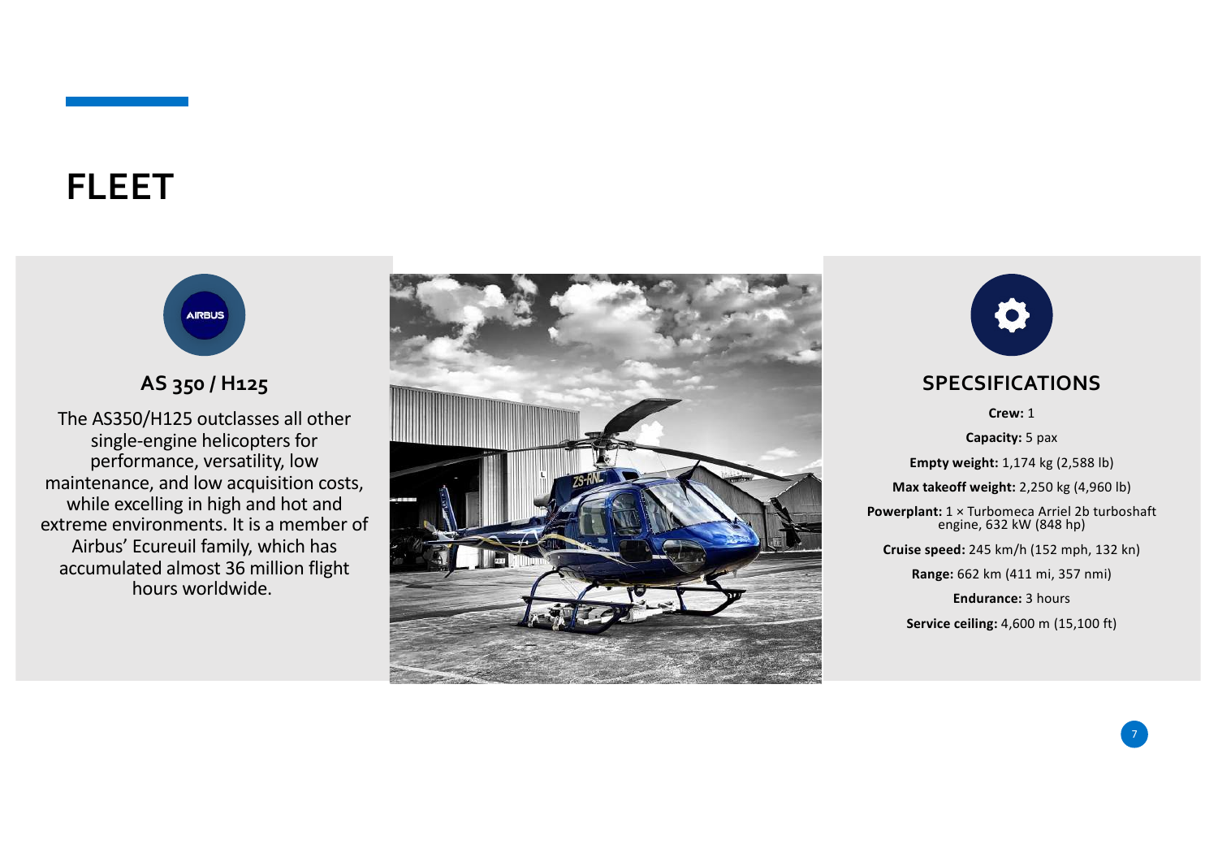# FLEET

## AS 350 / H125

The AS350/H125 outclasses all other single-engine helicopters for performance, versatility, low maintenance, and low acquisition costs, while excelling in high and hot and extreme environments. It is a member of Airbus' Ecureuil family, which has accumulated almost 36 million flight hours worldwide.

## SPECSIFICATIONS

**Crew:** 1

**Capacity:** 5 pax

**Empty weight:** 1,174 kg (2,588 lb)

**Max takeoff weight:** 2,250 kg (4,960 lb)

**Powerplant:** 1 × Turbomeca Arriel 2b turboshaft engine, 632 kW (848 hp)

**Cruise speed:** 245 km/h (152 mph, 132 kn)

**Range:** 662 km (411 mi, 357 nmi)

**Endurance:** 3 hours

**Service ceiling:** 4,600 m (15,100 ft)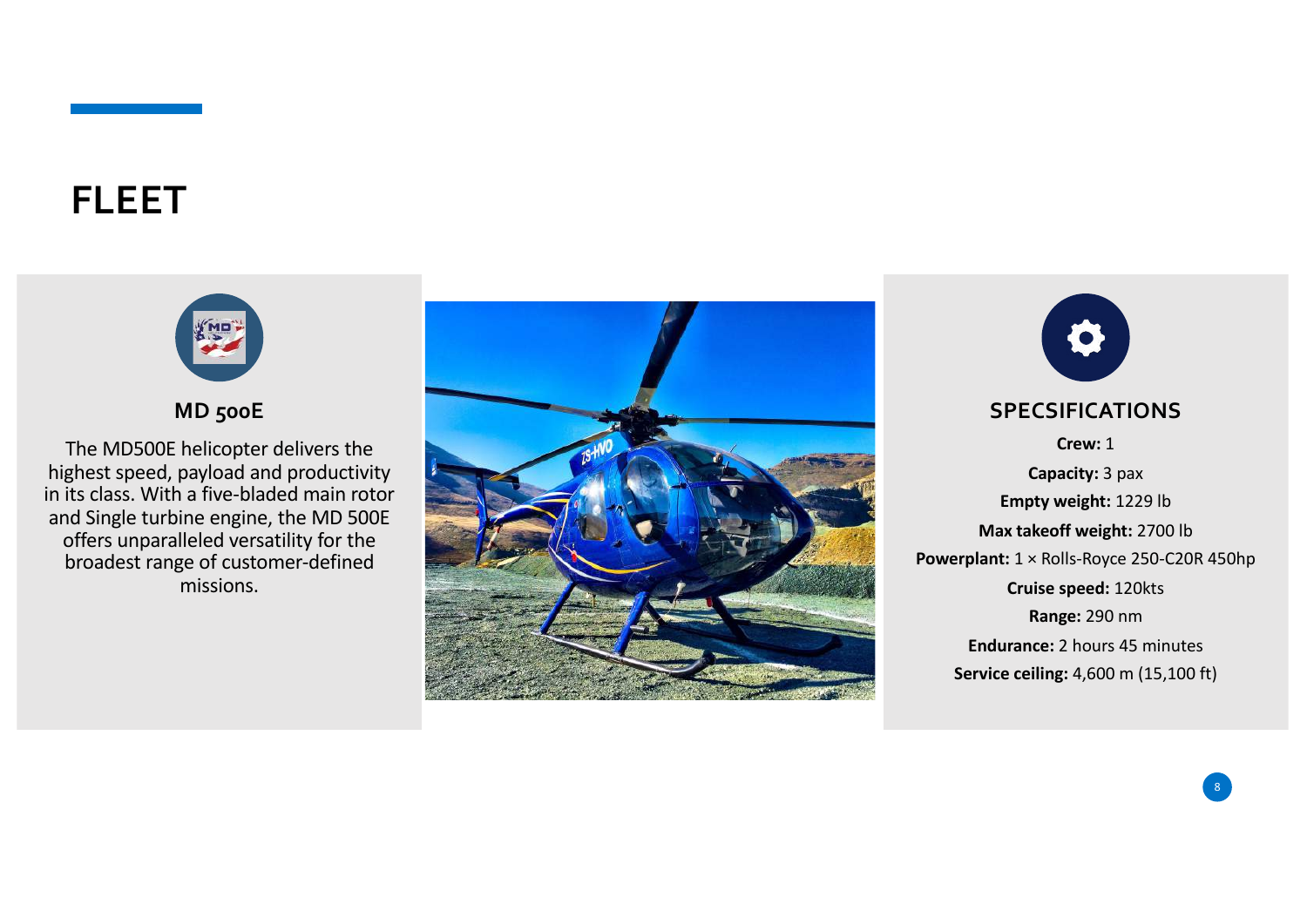# FLEET

## MD 500E

The MD500E helicopter delivers the highest speed, payload and productivity in its class. With a five-bladed main rotor and Single turbine engine, the MD 500E offers unparalleled versatility for the broadest range of customer-defined missions.

## SPECSIFICATIONS

**Crew:** 1

**Capacity:** 3 pax

**Empty weight:** 1229 lb

**Max takeoff weight:** 2700 lb

**Powerplant:** 1 × Rolls-Royce 250-C20R 450hp

**Cruise speed:** 120kts

**Range:** 290 nm

**Endurance:** 2 hours 45 minutes

**Service ceiling:** 4,600 m (15,100 ft)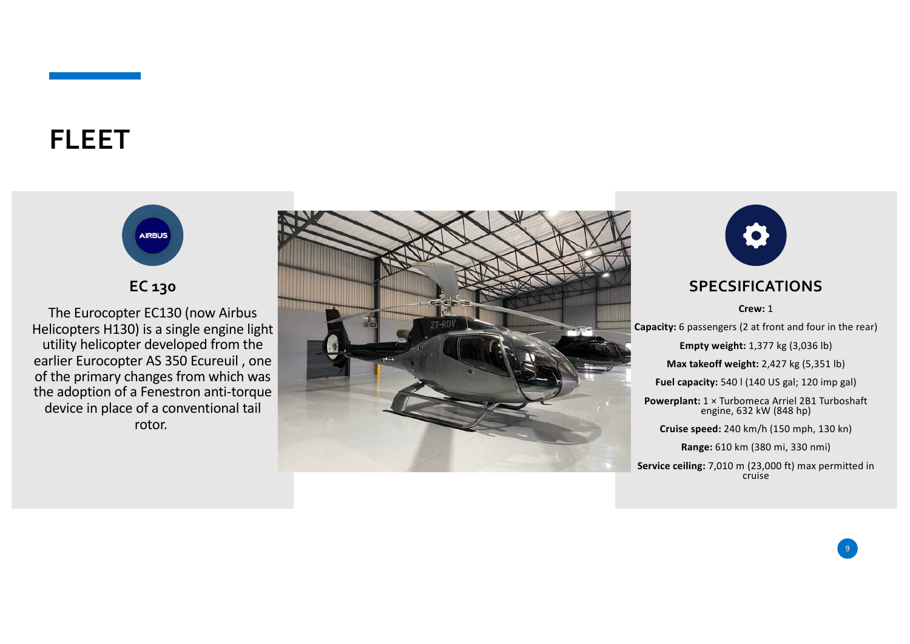# FLEET

## EC 130

The Eurocopter EC130 (now Airbus Helicopters H130) is a single engine light utility helicopter developed from the earlier Eurocopter AS 350 Ecureuil , one of the primary changes from which was the adoption of a Fenestron anti-torque device in place of a conventional tail rotor.

## SPECSIFICATIONS

**Crew:** 1

**Capacity:** 6 passengers (2 at front and four in the rear)

**Empty weight:** 1,377 kg (3,036 lb)

**Max takeoff weight:** 2,427 kg (5,351 lb)

**Fuel capacity:** 540 l (140 US gal; 120 imp gal)

**Powerplant:** 1 × Turbomeca Arriel 2B1 Turboshaft engine, 632 kW (848 hp)

**Cruise speed:** 240 km/h (150 mph, 130 kn)

**Range:** 610 km (380 mi, 330 nmi)

**Service ceiling:** 7,010 m (23,000 ft) max permitted in cruise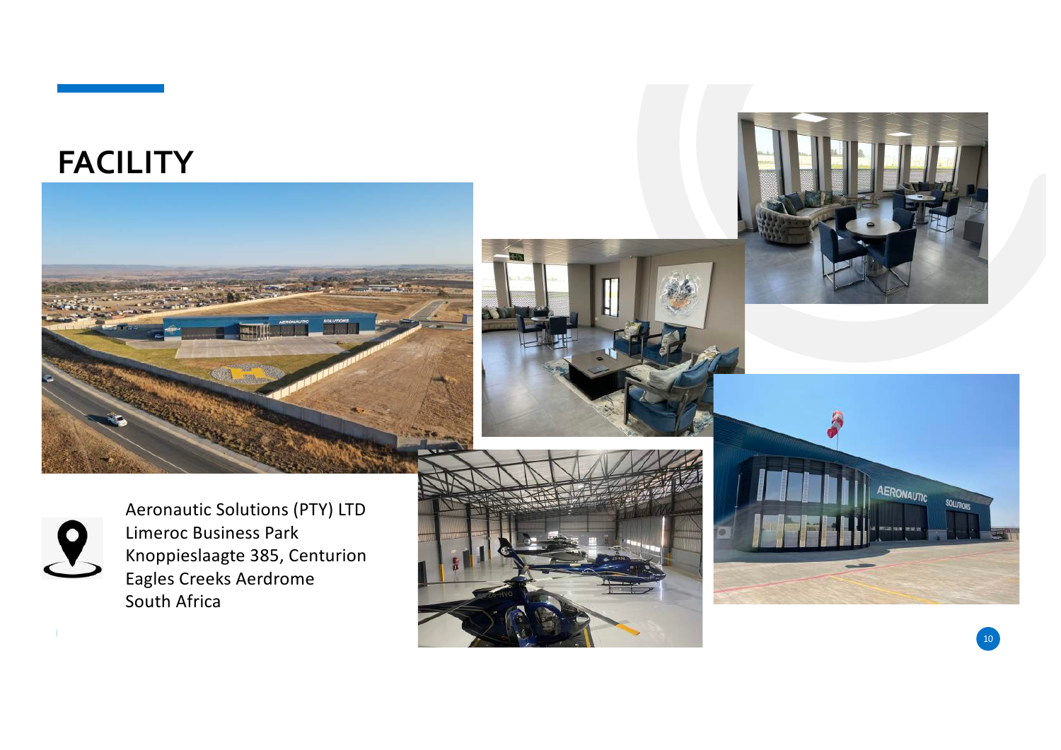# FACILITY

Aeronautic Solutions (PTY) LTD
Limeroc Business Park
Knoppieslaagte 385, Centurion
Eagles Creeks Aerdrome
South Africa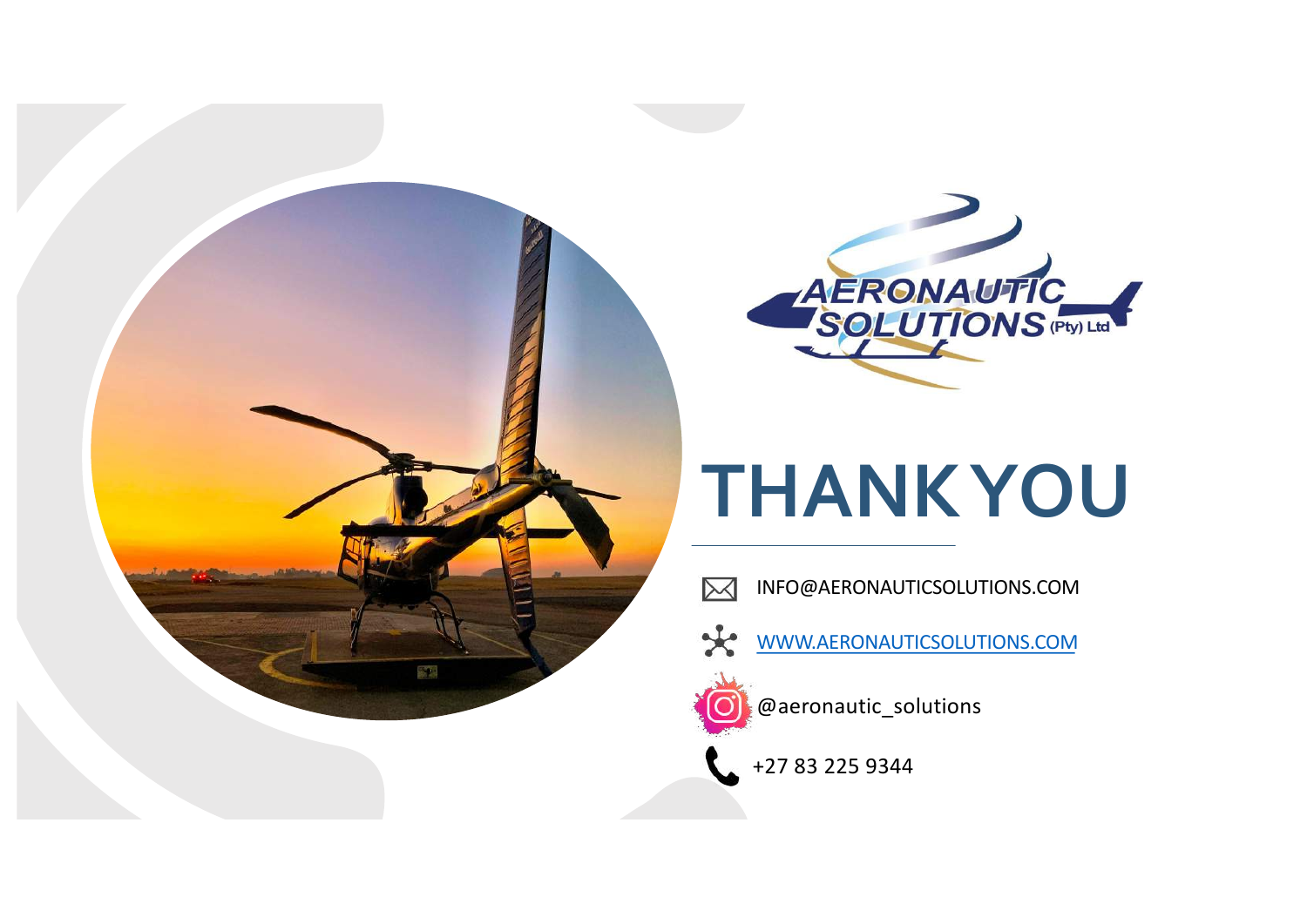# THANK YOU

INFO@AERONAUTICSOLUTIONS.COM

WWW.AERONAUTICSOLUTIONS.COM

@aeronautic_solutions

+27 83 225 9344